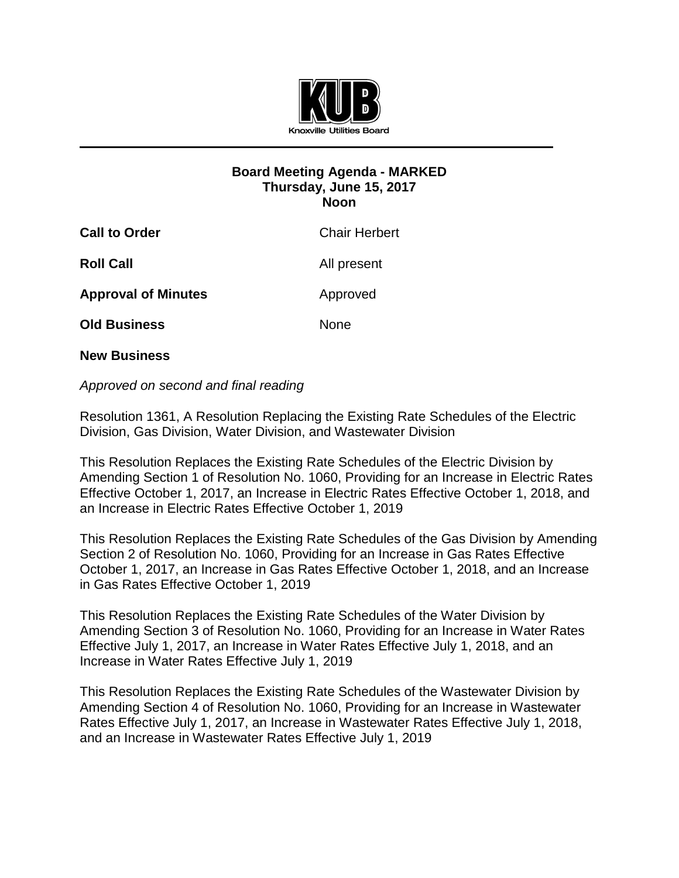KUB

Knoxville Utilities Board

## Board Meeting Agenda - MARKED
**Thursday, June 15, 2017**
**Noon**

| | |
|---|---|
| **Call to Order** | Chair Herbert |
| **Roll Call** | All present |
| **Approval of Minutes** | Approved |
| **Old Business** | None |

**New Business**

*Approved on second and final reading*

Resolution 1361, A Resolution Replacing the Existing Rate Schedules of the Electric Division, Gas Division, Water Division, and Wastewater Division

This Resolution Replaces the Existing Rate Schedules of the Electric Division by Amending Section 1 of Resolution No. 1060, Providing for an Increase in Electric Rates Effective October 1, 2017, an Increase in Electric Rates Effective October 1, 2018, and an Increase in Electric Rates Effective October 1, 2019

This Resolution Replaces the Existing Rate Schedules of the Gas Division by Amending Section 2 of Resolution No. 1060, Providing for an Increase in Gas Rates Effective October 1, 2017, an Increase in Gas Rates Effective October 1, 2018, and an Increase in Gas Rates Effective October 1, 2019

This Resolution Replaces the Existing Rate Schedules of the Water Division by Amending Section 3 of Resolution No. 1060, Providing for an Increase in Water Rates Effective July 1, 2017, an Increase in Water Rates Effective July 1, 2018, and an Increase in Water Rates Effective July 1, 2019

This Resolution Replaces the Existing Rate Schedules of the Wastewater Division by Amending Section 4 of Resolution No. 1060, Providing for an Increase in Wastewater Rates Effective July 1, 2017, an Increase in Wastewater Rates Effective July 1, 2018, and an Increase in Wastewater Rates Effective July 1, 2019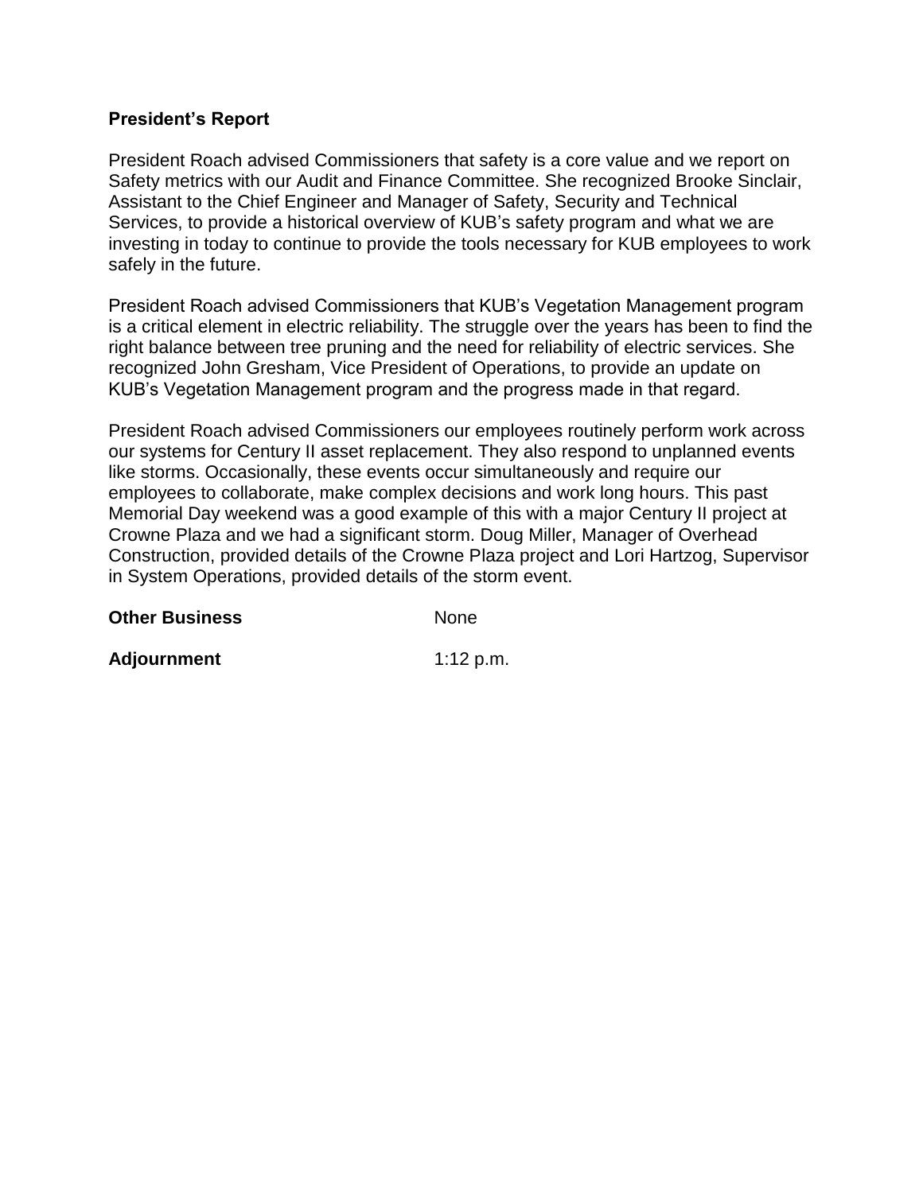**President's Report**

President Roach advised Commissioners that safety is a core value and we report on Safety metrics with our Audit and Finance Committee. She recognized Brooke Sinclair, Assistant to the Chief Engineer and Manager of Safety, Security and Technical Services, to provide a historical overview of KUB's safety program and what we are investing in today to continue to provide the tools necessary for KUB employees to work safely in the future.

President Roach advised Commissioners that KUB's Vegetation Management program is a critical element in electric reliability. The struggle over the years has been to find the right balance between tree pruning and the need for reliability of electric services. She recognized John Gresham, Vice President of Operations, to provide an update on KUB's Vegetation Management program and the progress made in that regard.

President Roach advised Commissioners our employees routinely perform work across our systems for Century II asset replacement. They also respond to unplanned events like storms. Occasionally, these events occur simultaneously and require our employees to collaborate, make complex decisions and work long hours. This past Memorial Day weekend was a good example of this with a major Century II project at Crowne Plaza and we had a significant storm. Doug Miller, Manager of Overhead Construction, provided details of the Crowne Plaza project and Lori Hartzog, Supervisor in System Operations, provided details of the storm event.

**Other Business** None

**Adjournment** 1:12 p.m.